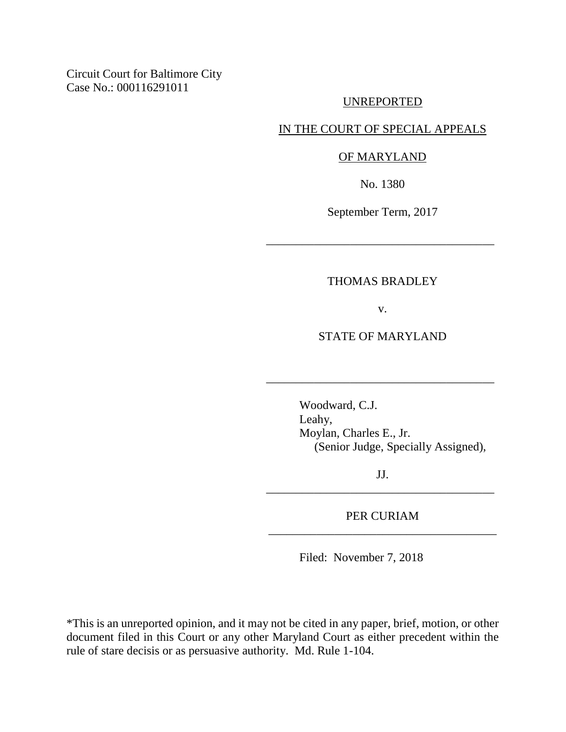Circuit Court for Baltimore City
Case No.: 000116291011

UNREPORTED

IN THE COURT OF SPECIAL APPEALS

OF MARYLAND

No. 1380

September Term, 2017

---

THOMAS BRADLEY

v.

STATE OF MARYLAND

---

Woodward, C.J.
Leahy,
Moylan, Charles E., Jr.
(Senior Judge, Specially Assigned),

JJ.

---

PER CURIAM

---

Filed: November 7, 2018

*This is an unreported opinion, and it may not be cited in any paper, brief, motion, or other document filed in this Court or any other Maryland Court as either precedent within the rule of stare decisis or as persuasive authority. Md. Rule 1-104.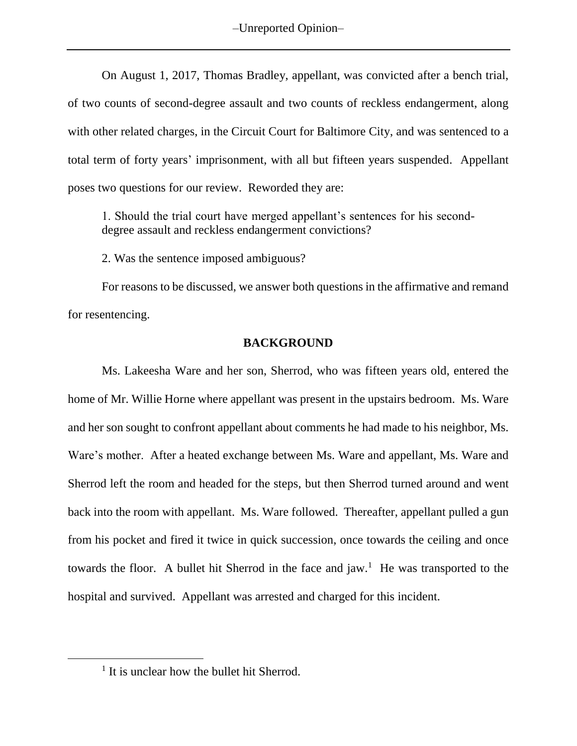On August 1, 2017, Thomas Bradley, appellant, was convicted after a bench trial, of two counts of second-degree assault and two counts of reckless endangerment, along with other related charges, in the Circuit Court for Baltimore City, and was sentenced to a total term of forty years' imprisonment, with all but fifteen years suspended. Appellant poses two questions for our review. Reworded they are:

> 1. Should the trial court have merged appellant's sentences for his second-degree assault and reckless endangerment convictions?
>
> 2. Was the sentence imposed ambiguous?

For reasons to be discussed, we answer both questions in the affirmative and remand for resentencing.

## BACKGROUND

Ms. Lakeesha Ware and her son, Sherrod, who was fifteen years old, entered the home of Mr. Willie Horne where appellant was present in the upstairs bedroom. Ms. Ware and her son sought to confront appellant about comments he had made to his neighbor, Ms. Ware's mother. After a heated exchange between Ms. Ware and appellant, Ms. Ware and Sherrod left the room and headed for the steps, but then Sherrod turned around and went back into the room with appellant. Ms. Ware followed. Thereafter, appellant pulled a gun from his pocket and fired it twice in quick succession, once towards the ceiling and once towards the floor. A bullet hit Sherrod in the face and jaw.[1] He was transported to the hospital and survived. Appellant was arrested and charged for this incident.

[1] It is unclear how the bullet hit Sherrod.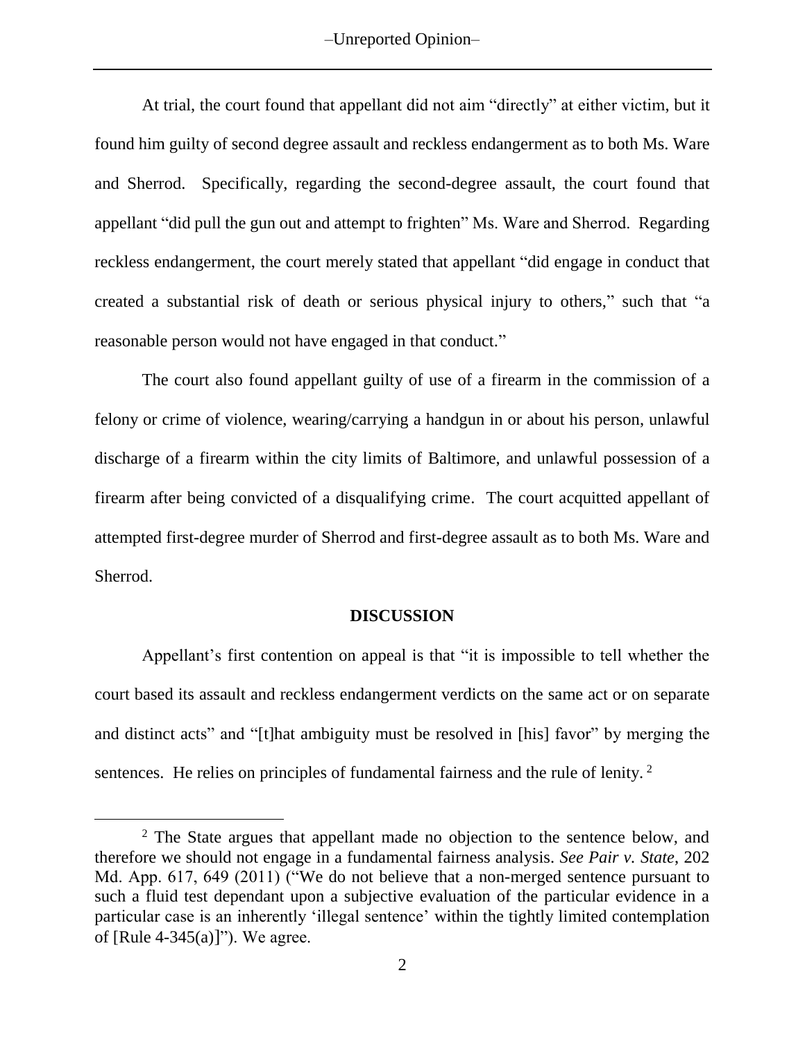At trial, the court found that appellant did not aim "directly" at either victim, but it found him guilty of second degree assault and reckless endangerment as to both Ms. Ware and Sherrod. Specifically, regarding the second-degree assault, the court found that appellant "did pull the gun out and attempt to frighten" Ms. Ware and Sherrod. Regarding reckless endangerment, the court merely stated that appellant "did engage in conduct that created a substantial risk of death or serious physical injury to others," such that "a reasonable person would not have engaged in that conduct."

The court also found appellant guilty of use of a firearm in the commission of a felony or crime of violence, wearing/carrying a handgun in or about his person, unlawful discharge of a firearm within the city limits of Baltimore, and unlawful possession of a firearm after being convicted of a disqualifying crime. The court acquitted appellant of attempted first-degree murder of Sherrod and first-degree assault as to both Ms. Ware and Sherrod.

## DISCUSSION

Appellant's first contention on appeal is that "it is impossible to tell whether the court based its assault and reckless endangerment verdicts on the same act or on separate and distinct acts" and "[t]hat ambiguity must be resolved in [his] favor" by merging the sentences. He relies on principles of fundamental fairness and the rule of lenity. [2]

---

[2] The State argues that appellant made no objection to the sentence below, and therefore we should not engage in a fundamental fairness analysis. *See Pair v. State*, 202 Md. App. 617, 649 (2011) ("We do not believe that a non-merged sentence pursuant to such a fluid test dependant upon a subjective evaluation of the particular evidence in a particular case is an inherently 'illegal sentence' within the tightly limited contemplation of [Rule 4-345(a)]"). We agree.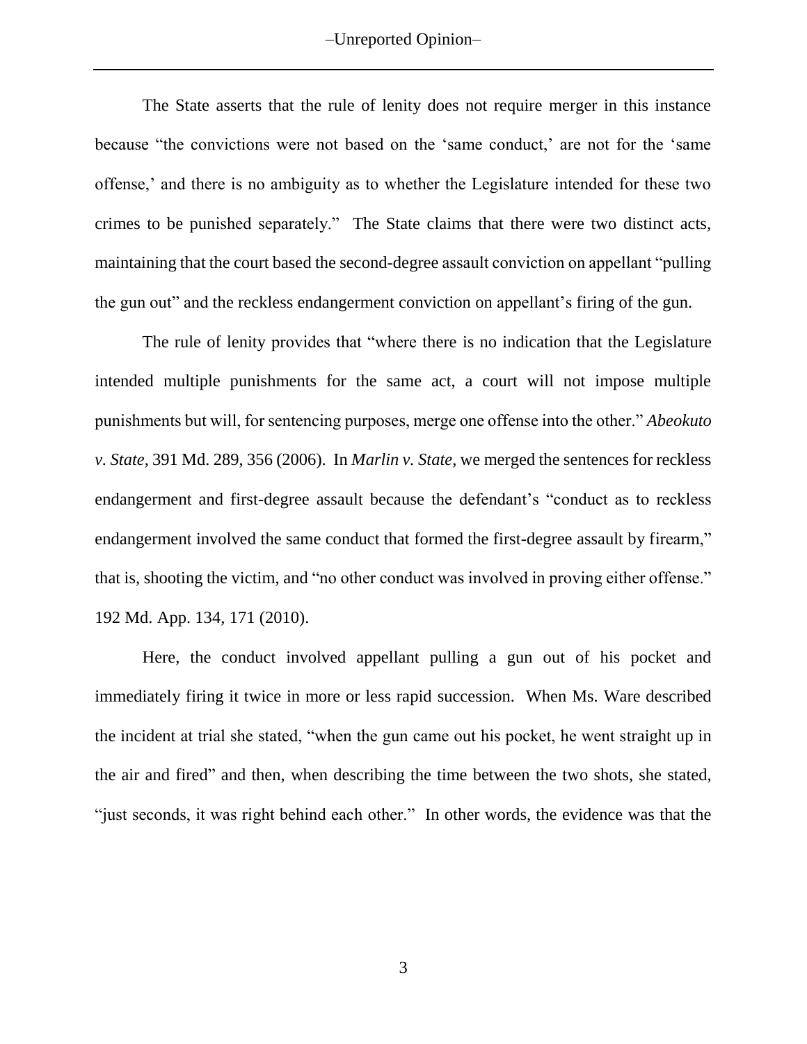The State asserts that the rule of lenity does not require merger in this instance because "the convictions were not based on the 'same conduct,' are not for the 'same offense,' and there is no ambiguity as to whether the Legislature intended for these two crimes to be punished separately." The State claims that there were two distinct acts, maintaining that the court based the second-degree assault conviction on appellant "pulling the gun out" and the reckless endangerment conviction on appellant's firing of the gun.

The rule of lenity provides that "where there is no indication that the Legislature intended multiple punishments for the same act, a court will not impose multiple punishments but will, for sentencing purposes, merge one offense into the other." *Abeokuto v. State*, 391 Md. 289, 356 (2006). In *Marlin v. State*, we merged the sentences for reckless endangerment and first-degree assault because the defendant's "conduct as to reckless endangerment involved the same conduct that formed the first-degree assault by firearm," that is, shooting the victim, and "no other conduct was involved in proving either offense." 192 Md. App. 134, 171 (2010).

Here, the conduct involved appellant pulling a gun out of his pocket and immediately firing it twice in more or less rapid succession. When Ms. Ware described the incident at trial she stated, "when the gun came out his pocket, he went straight up in the air and fired" and then, when describing the time between the two shots, she stated, "just seconds, it was right behind each other." In other words, the evidence was that the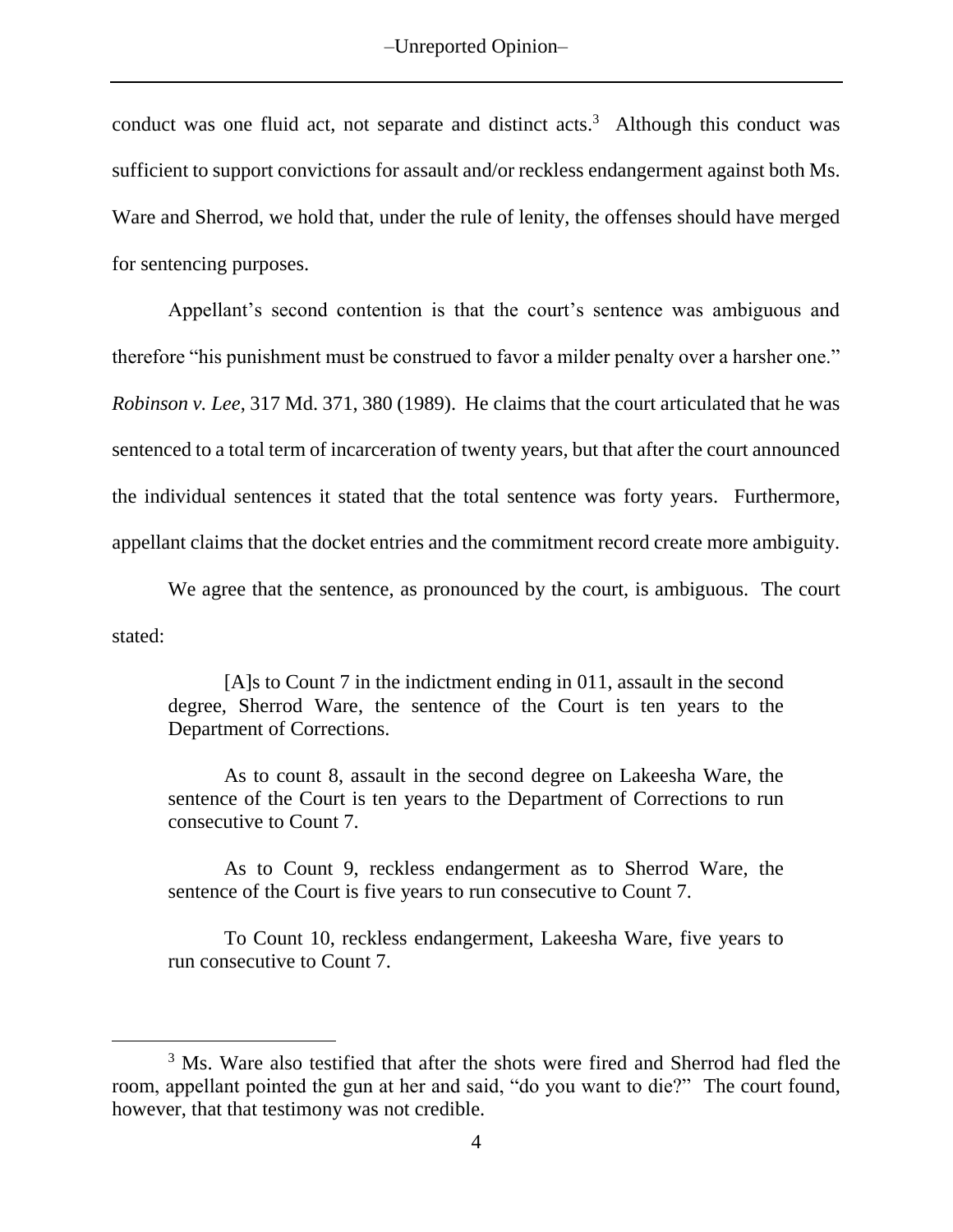conduct was one fluid act, not separate and distinct acts.[3] Although this conduct was sufficient to support convictions for assault and/or reckless endangerment against both Ms. Ware and Sherrod, we hold that, under the rule of lenity, the offenses should have merged for sentencing purposes.

Appellant's second contention is that the court's sentence was ambiguous and therefore "his punishment must be construed to favor a milder penalty over a harsher one." *Robinson v. Lee*, 317 Md. 371, 380 (1989). He claims that the court articulated that he was sentenced to a total term of incarceration of twenty years, but that after the court announced the individual sentences it stated that the total sentence was forty years. Furthermore, appellant claims that the docket entries and the commitment record create more ambiguity.

We agree that the sentence, as pronounced by the court, is ambiguous. The court stated:

> [A]s to Count 7 in the indictment ending in 011, assault in the second degree, Sherrod Ware, the sentence of the Court is ten years to the Department of Corrections.
>
> As to count 8, assault in the second degree on Lakeesha Ware, the sentence of the Court is ten years to the Department of Corrections to run consecutive to Count 7.
>
> As to Count 9, reckless endangerment as to Sherrod Ware, the sentence of the Court is five years to run consecutive to Count 7.
>
> To Count 10, reckless endangerment, Lakeesha Ware, five years to run consecutive to Count 7.

---

[3] Ms. Ware also testified that after the shots were fired and Sherrod had fled the room, appellant pointed the gun at her and said, "do you want to die?" The court found, however, that that testimony was not credible.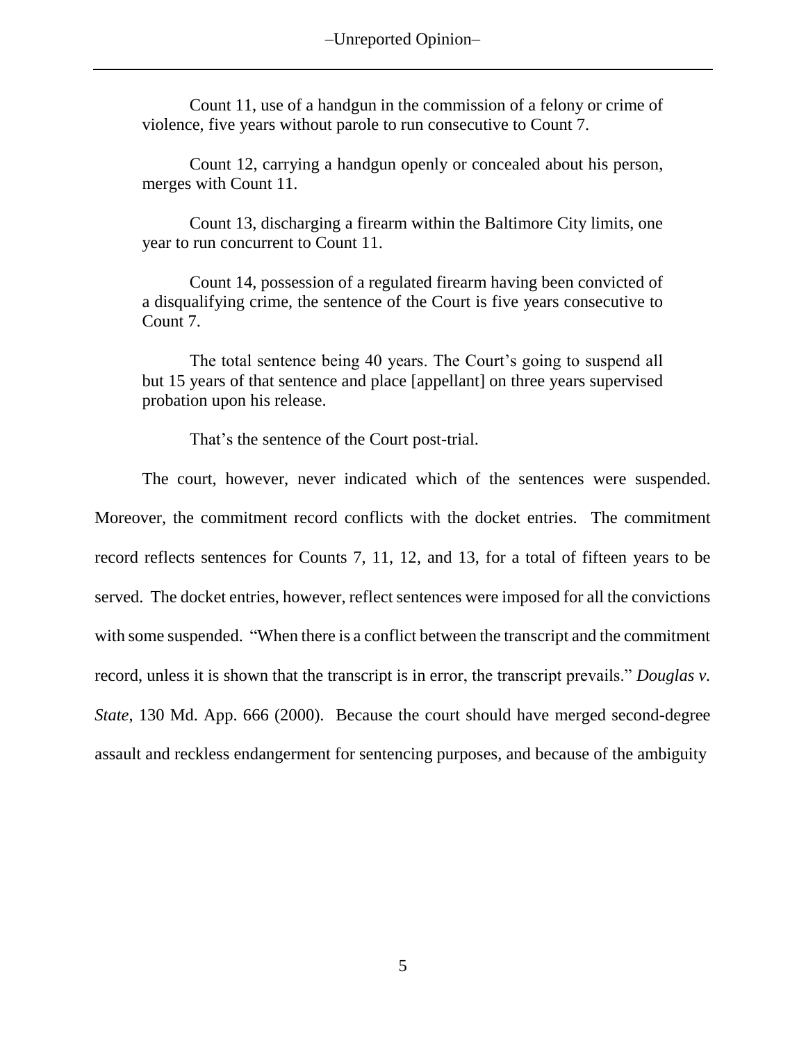> Count 11, use of a handgun in the commission of a felony or crime of violence, five years without parole to run consecutive to Count 7.
>
> Count 12, carrying a handgun openly or concealed about his person, merges with Count 11.
>
> Count 13, discharging a firearm within the Baltimore City limits, one year to run concurrent to Count 11.
>
> Count 14, possession of a regulated firearm having been convicted of a disqualifying crime, the sentence of the Court is five years consecutive to Count 7.
>
> The total sentence being 40 years. The Court's going to suspend all but 15 years of that sentence and place [appellant] on three years supervised probation upon his release.
>
> That's the sentence of the Court post-trial.

The court, however, never indicated which of the sentences were suspended. Moreover, the commitment record conflicts with the docket entries. The commitment record reflects sentences for Counts 7, 11, 12, and 13, for a total of fifteen years to be served. The docket entries, however, reflect sentences were imposed for all the convictions with some suspended. "When there is a conflict between the transcript and the commitment record, unless it is shown that the transcript is in error, the transcript prevails." *Douglas v. State*, 130 Md. App. 666 (2000). Because the court should have merged second-degree assault and reckless endangerment for sentencing purposes, and because of the ambiguity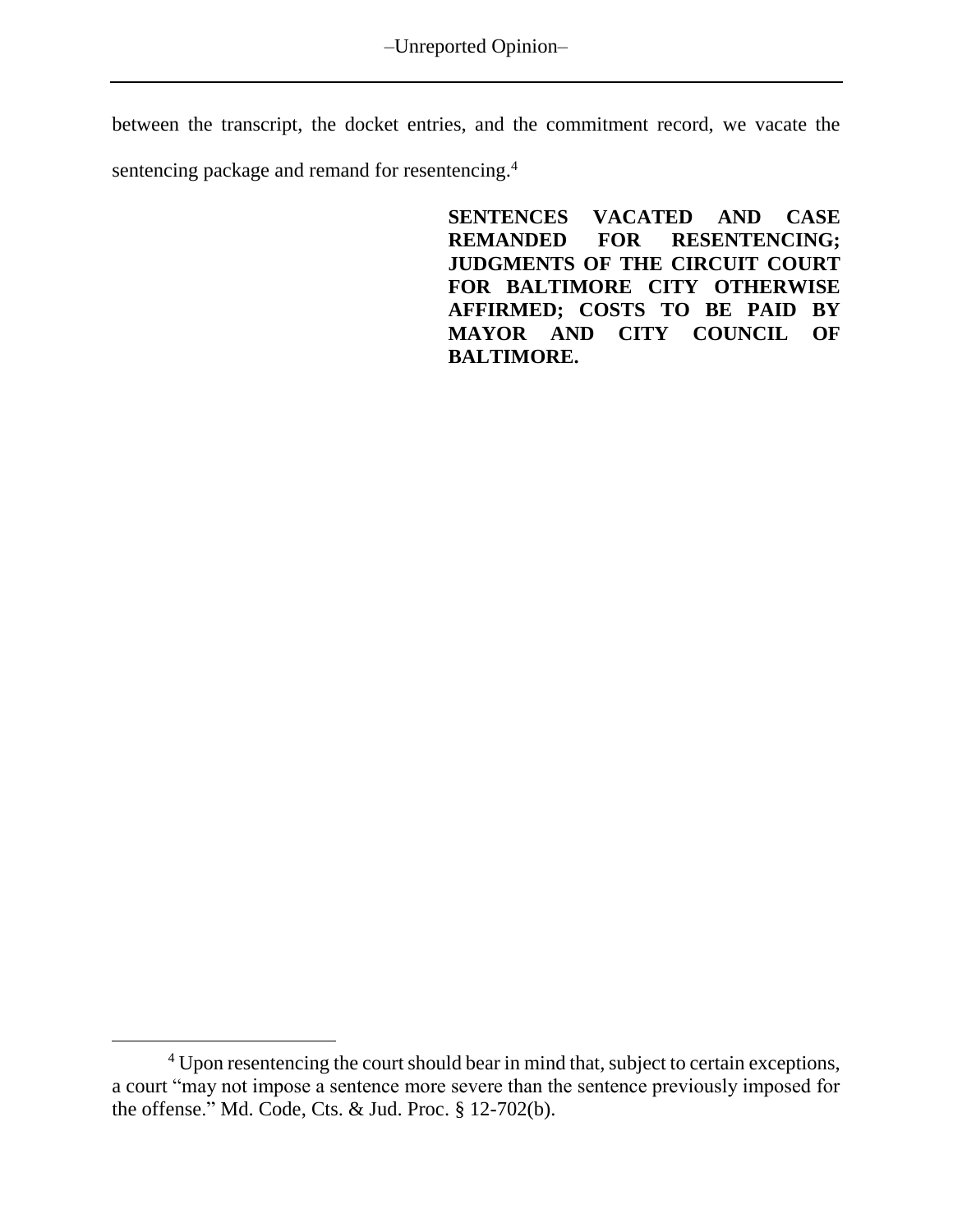between the transcript, the docket entries, and the commitment record, we vacate the sentencing package and remand for resentencing.[4]

**SENTENCES VACATED AND CASE REMANDED FOR RESENTENCING; JUDGMENTS OF THE CIRCUIT COURT FOR BALTIMORE CITY OTHERWISE AFFIRMED; COSTS TO BE PAID BY MAYOR AND CITY COUNCIL OF BALTIMORE.**

---

[4] Upon resentencing the court should bear in mind that, subject to certain exceptions, a court "may not impose a sentence more severe than the sentence previously imposed for the offense." Md. Code, Cts. & Jud. Proc. § 12-702(b).